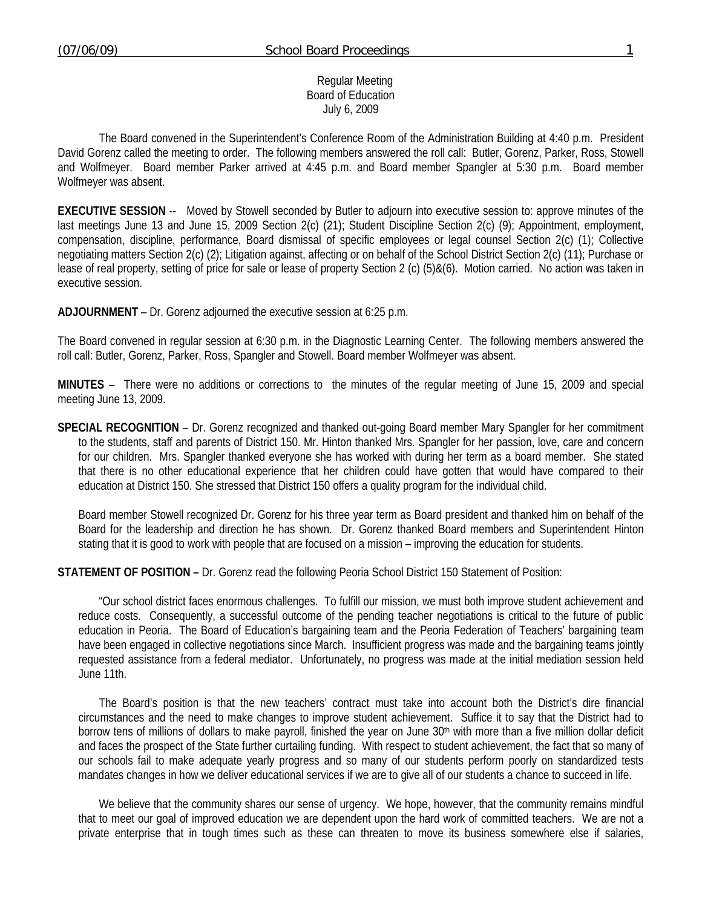Regular Meeting
Board of Education
July 6, 2009

The Board convened in the Superintendent's Conference Room of the Administration Building at 4:40 p.m. President David Gorenz called the meeting to order. The following members answered the roll call: Butler, Gorenz, Parker, Ross, Stowell and Wolfmeyer. Board member Parker arrived at 4:45 p.m. and Board member Spangler at 5:30 p.m. Board member Wolfmeyer was absent.

**EXECUTIVE SESSION** -- Moved by Stowell seconded by Butler to adjourn into executive session to: approve minutes of the last meetings June 13 and June 15, 2009 Section 2(c) (21); Student Discipline Section 2(c) (9); Appointment, employment, compensation, discipline, performance, Board dismissal of specific employees or legal counsel Section 2(c) (1); Collective negotiating matters Section 2(c) (2); Litigation against, affecting or on behalf of the School District Section 2(c) (11); Purchase or lease of real property, setting of price for sale or lease of property Section 2 (c) (5)&(6). Motion carried. No action was taken in executive session.

**ADJOURNMENT** – Dr. Gorenz adjourned the executive session at 6:25 p.m.

The Board convened in regular session at 6:30 p.m. in the Diagnostic Learning Center. The following members answered the roll call: Butler, Gorenz, Parker, Ross, Spangler and Stowell. Board member Wolfmeyer was absent.

**MINUTES** – There were no additions or corrections to the minutes of the regular meeting of June 15, 2009 and special meeting June 13, 2009.

**SPECIAL RECOGNITION** – Dr. Gorenz recognized and thanked out-going Board member Mary Spangler for her commitment to the students, staff and parents of District 150. Mr. Hinton thanked Mrs. Spangler for her passion, love, care and concern for our children. Mrs. Spangler thanked everyone she has worked with during her term as a board member. She stated that there is no other educational experience that her children could have gotten that would have compared to their education at District 150. She stressed that District 150 offers a quality program for the individual child.

Board member Stowell recognized Dr. Gorenz for his three year term as Board president and thanked him on behalf of the Board for the leadership and direction he has shown. Dr. Gorenz thanked Board members and Superintendent Hinton stating that it is good to work with people that are focused on a mission – improving the education for students.

**STATEMENT OF POSITION –** Dr. Gorenz read the following Peoria School District 150 Statement of Position:

"Our school district faces enormous challenges. To fulfill our mission, we must both improve student achievement and reduce costs. Consequently, a successful outcome of the pending teacher negotiations is critical to the future of public education in Peoria. The Board of Education's bargaining team and the Peoria Federation of Teachers' bargaining team have been engaged in collective negotiations since March. Insufficient progress was made and the bargaining teams jointly requested assistance from a federal mediator. Unfortunately, no progress was made at the initial mediation session held June 11th.

The Board's position is that the new teachers' contract must take into account both the District's dire financial circumstances and the need to make changes to improve student achievement. Suffice it to say that the District had to borrow tens of millions of dollars to make payroll, finished the year on June 30th with more than a five million dollar deficit and faces the prospect of the State further curtailing funding. With respect to student achievement, the fact that so many of our schools fail to make adequate yearly progress and so many of our students perform poorly on standardized tests mandates changes in how we deliver educational services if we are to give all of our students a chance to succeed in life.

We believe that the community shares our sense of urgency. We hope, however, that the community remains mindful that to meet our goal of improved education we are dependent upon the hard work of committed teachers. We are not a private enterprise that in tough times such as these can threaten to move its business somewhere else if salaries,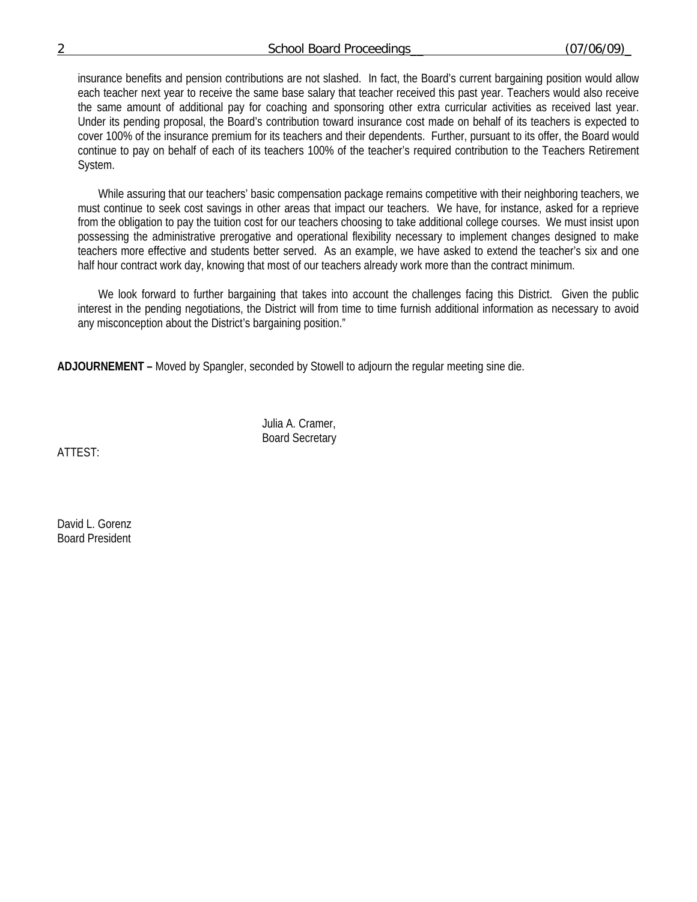insurance benefits and pension contributions are not slashed. In fact, the Board's current bargaining position would allow each teacher next year to receive the same base salary that teacher received this past year. Teachers would also receive the same amount of additional pay for coaching and sponsoring other extra curricular activities as received last year. Under its pending proposal, the Board's contribution toward insurance cost made on behalf of its teachers is expected to cover 100% of the insurance premium for its teachers and their dependents. Further, pursuant to its offer, the Board would continue to pay on behalf of each of its teachers 100% of the teacher's required contribution to the Teachers Retirement System.

While assuring that our teachers' basic compensation package remains competitive with their neighboring teachers, we must continue to seek cost savings in other areas that impact our teachers. We have, for instance, asked for a reprieve from the obligation to pay the tuition cost for our teachers choosing to take additional college courses. We must insist upon possessing the administrative prerogative and operational flexibility necessary to implement changes designed to make teachers more effective and students better served. As an example, we have asked to extend the teacher's six and one half hour contract work day, knowing that most of our teachers already work more than the contract minimum.

We look forward to further bargaining that takes into account the challenges facing this District. Given the public interest in the pending negotiations, the District will from time to time furnish additional information as necessary to avoid any misconception about the District's bargaining position."

**ADJOURNEMENT –** Moved by Spangler, seconded by Stowell to adjourn the regular meeting sine die.

Julia A. Cramer,
Board Secretary

ATTEST:

David L. Gorenz
Board President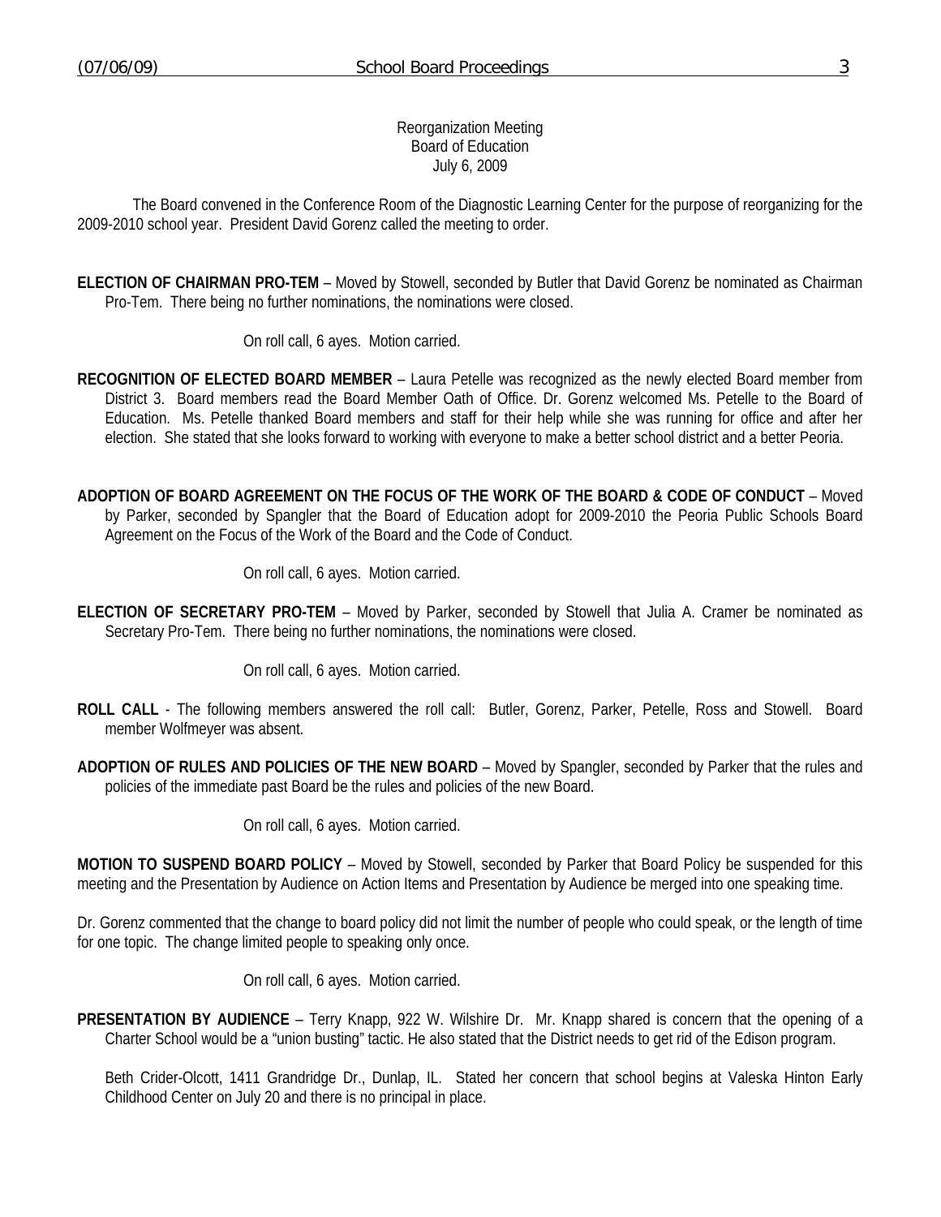Reorganization Meeting
Board of Education
July 6, 2009

The Board convened in the Conference Room of the Diagnostic Learning Center for the purpose of reorganizing for the 2009-2010 school year. President David Gorenz called the meeting to order.

**ELECTION OF CHAIRMAN PRO-TEM** – Moved by Stowell, seconded by Butler that David Gorenz be nominated as Chairman Pro-Tem. There being no further nominations, the nominations were closed.

On roll call, 6 ayes. Motion carried.

**RECOGNITION OF ELECTED BOARD MEMBER** – Laura Petelle was recognized as the newly elected Board member from District 3. Board members read the Board Member Oath of Office. Dr. Gorenz welcomed Ms. Petelle to the Board of Education. Ms. Petelle thanked Board members and staff for their help while she was running for office and after her election. She stated that she looks forward to working with everyone to make a better school district and a better Peoria.

**ADOPTION OF BOARD AGREEMENT ON THE FOCUS OF THE WORK OF THE BOARD & CODE OF CONDUCT** – Moved by Parker, seconded by Spangler that the Board of Education adopt for 2009-2010 the Peoria Public Schools Board Agreement on the Focus of the Work of the Board and the Code of Conduct.

On roll call, 6 ayes. Motion carried.

**ELECTION OF SECRETARY PRO-TEM** – Moved by Parker, seconded by Stowell that Julia A. Cramer be nominated as Secretary Pro-Tem. There being no further nominations, the nominations were closed.

On roll call, 6 ayes. Motion carried.

**ROLL CALL** - The following members answered the roll call: Butler, Gorenz, Parker, Petelle, Ross and Stowell. Board member Wolfmeyer was absent.

**ADOPTION OF RULES AND POLICIES OF THE NEW BOARD** – Moved by Spangler, seconded by Parker that the rules and policies of the immediate past Board be the rules and policies of the new Board.

On roll call, 6 ayes. Motion carried.

**MOTION TO SUSPEND BOARD POLICY** – Moved by Stowell, seconded by Parker that Board Policy be suspended for this meeting and the Presentation by Audience on Action Items and Presentation by Audience be merged into one speaking time.

Dr. Gorenz commented that the change to board policy did not limit the number of people who could speak, or the length of time for one topic. The change limited people to speaking only once.

On roll call, 6 ayes. Motion carried.

**PRESENTATION BY AUDIENCE** – Terry Knapp, 922 W. Wilshire Dr. Mr. Knapp shared is concern that the opening of a Charter School would be a "union busting" tactic. He also stated that the District needs to get rid of the Edison program.

Beth Crider-Olcott, 1411 Grandridge Dr., Dunlap, IL. Stated her concern that school begins at Valeska Hinton Early Childhood Center on July 20 and there is no principal in place.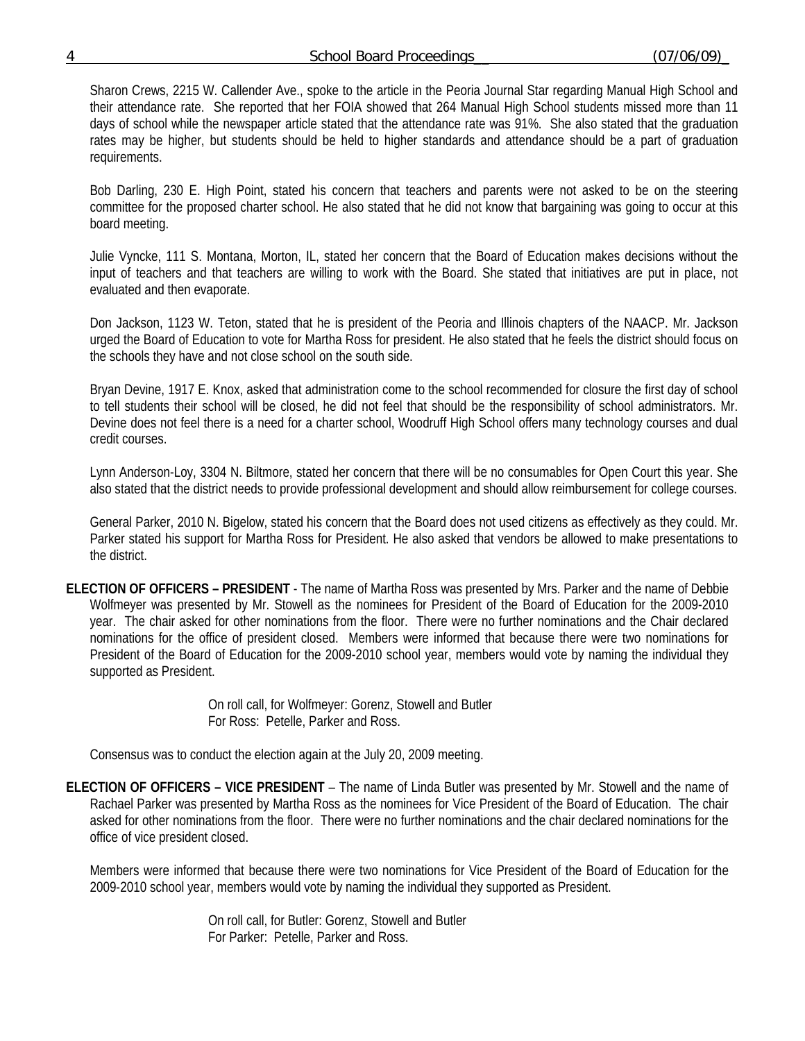Sharon Crews, 2215 W. Callender Ave., spoke to the article in the Peoria Journal Star regarding Manual High School and their attendance rate. She reported that her FOIA showed that 264 Manual High School students missed more than 11 days of school while the newspaper article stated that the attendance rate was 91%. She also stated that the graduation rates may be higher, but students should be held to higher standards and attendance should be a part of graduation requirements.

Bob Darling, 230 E. High Point, stated his concern that teachers and parents were not asked to be on the steering committee for the proposed charter school. He also stated that he did not know that bargaining was going to occur at this board meeting.

Julie Vyncke, 111 S. Montana, Morton, IL, stated her concern that the Board of Education makes decisions without the input of teachers and that teachers are willing to work with the Board. She stated that initiatives are put in place, not evaluated and then evaporate.

Don Jackson, 1123 W. Teton, stated that he is president of the Peoria and Illinois chapters of the NAACP. Mr. Jackson urged the Board of Education to vote for Martha Ross for president. He also stated that he feels the district should focus on the schools they have and not close school on the south side.

Bryan Devine, 1917 E. Knox, asked that administration come to the school recommended for closure the first day of school to tell students their school will be closed, he did not feel that should be the responsibility of school administrators. Mr. Devine does not feel there is a need for a charter school, Woodruff High School offers many technology courses and dual credit courses.

Lynn Anderson-Loy, 3304 N. Biltmore, stated her concern that there will be no consumables for Open Court this year. She also stated that the district needs to provide professional development and should allow reimbursement for college courses.

General Parker, 2010 N. Bigelow, stated his concern that the Board does not used citizens as effectively as they could. Mr. Parker stated his support for Martha Ross for President. He also asked that vendors be allowed to make presentations to the district.

**ELECTION OF OFFICERS – PRESIDENT** - The name of Martha Ross was presented by Mrs. Parker and the name of Debbie Wolfmeyer was presented by Mr. Stowell as the nominees for President of the Board of Education for the 2009-2010 year. The chair asked for other nominations from the floor. There were no further nominations and the Chair declared nominations for the office of president closed. Members were informed that because there were two nominations for President of the Board of Education for the 2009-2010 school year, members would vote by naming the individual they supported as President.

On roll call, for Wolfmeyer: Gorenz, Stowell and Butler
For Ross: Petelle, Parker and Ross.

Consensus was to conduct the election again at the July 20, 2009 meeting.

**ELECTION OF OFFICERS – VICE PRESIDENT** – The name of Linda Butler was presented by Mr. Stowell and the name of Rachael Parker was presented by Martha Ross as the nominees for Vice President of the Board of Education. The chair asked for other nominations from the floor. There were no further nominations and the chair declared nominations for the office of vice president closed.

Members were informed that because there were two nominations for Vice President of the Board of Education for the 2009-2010 school year, members would vote by naming the individual they supported as President.

On roll call, for Butler: Gorenz, Stowell and Butler
For Parker: Petelle, Parker and Ross.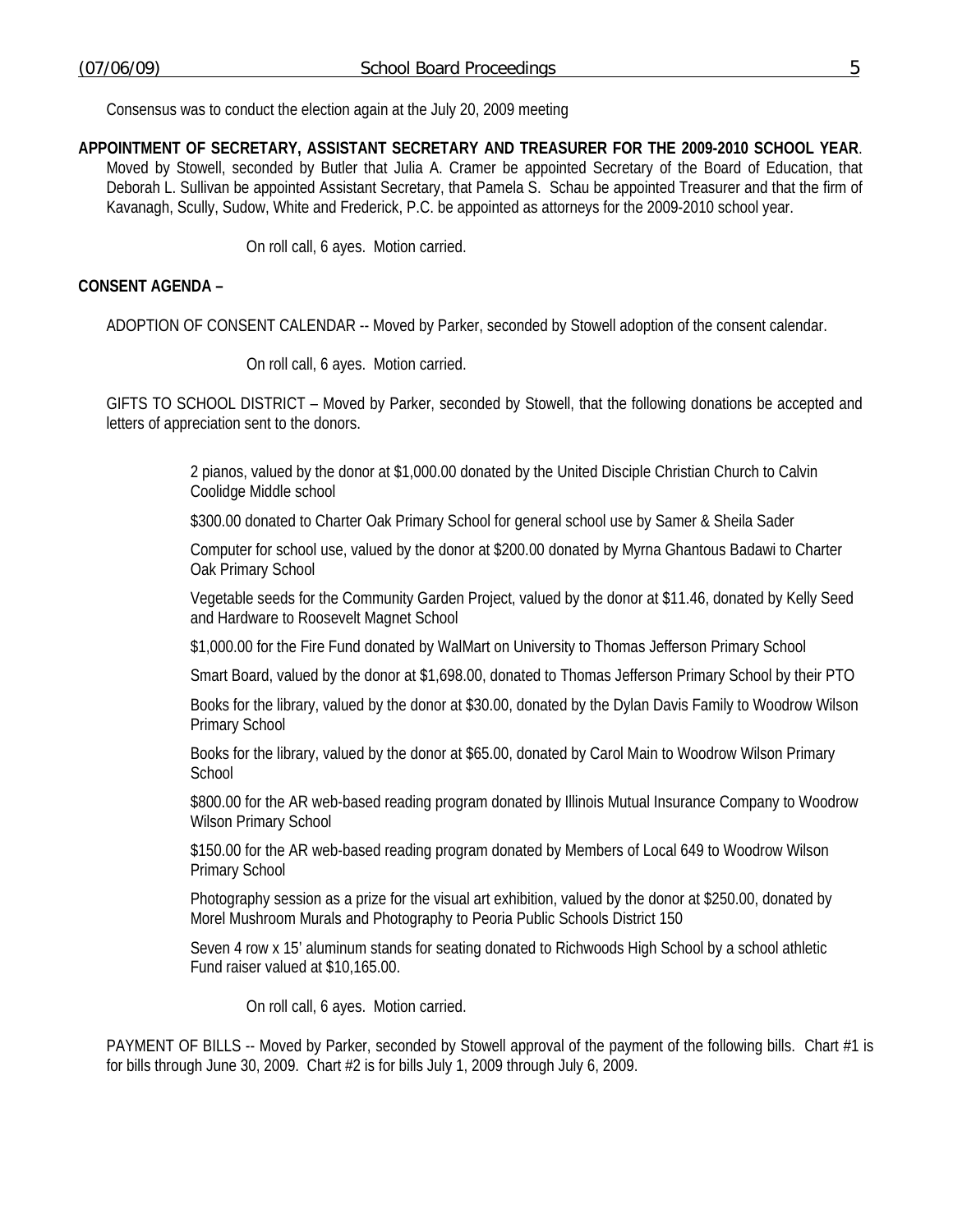Consensus was to conduct the election again at the July 20, 2009 meeting

**APPOINTMENT OF SECRETARY, ASSISTANT SECRETARY AND TREASURER FOR THE 2009-2010 SCHOOL YEAR**. Moved by Stowell, seconded by Butler that Julia A. Cramer be appointed Secretary of the Board of Education, that Deborah L. Sullivan be appointed Assistant Secretary, that Pamela S. Schau be appointed Treasurer and that the firm of Kavanagh, Scully, Sudow, White and Frederick, P.C. be appointed as attorneys for the 2009-2010 school year.

On roll call, 6 ayes. Motion carried.

**CONSENT AGENDA –**

ADOPTION OF CONSENT CALENDAR -- Moved by Parker, seconded by Stowell adoption of the consent calendar.

On roll call, 6 ayes. Motion carried.

GIFTS TO SCHOOL DISTRICT – Moved by Parker, seconded by Stowell, that the following donations be accepted and letters of appreciation sent to the donors.

2 pianos, valued by the donor at $1,000.00 donated by the United Disciple Christian Church to Calvin Coolidge Middle school

$300.00 donated to Charter Oak Primary School for general school use by Samer & Sheila Sader

Computer for school use, valued by the donor at $200.00 donated by Myrna Ghantous Badawi to Charter Oak Primary School

Vegetable seeds for the Community Garden Project, valued by the donor at $11.46, donated by Kelly Seed and Hardware to Roosevelt Magnet School

$1,000.00 for the Fire Fund donated by WalMart on University to Thomas Jefferson Primary School

Smart Board, valued by the donor at $1,698.00, donated to Thomas Jefferson Primary School by their PTO

Books for the library, valued by the donor at $30.00, donated by the Dylan Davis Family to Woodrow Wilson Primary School

Books for the library, valued by the donor at $65.00, donated by Carol Main to Woodrow Wilson Primary School

$800.00 for the AR web-based reading program donated by Illinois Mutual Insurance Company to Woodrow Wilson Primary School

$150.00 for the AR web-based reading program donated by Members of Local 649 to Woodrow Wilson Primary School

Photography session as a prize for the visual art exhibition, valued by the donor at $250.00, donated by Morel Mushroom Murals and Photography to Peoria Public Schools District 150

Seven 4 row x 15' aluminum stands for seating donated to Richwoods High School by a school athletic Fund raiser valued at $10,165.00.

On roll call, 6 ayes. Motion carried.

PAYMENT OF BILLS -- Moved by Parker, seconded by Stowell approval of the payment of the following bills. Chart #1 is for bills through June 30, 2009. Chart #2 is for bills July 1, 2009 through July 6, 2009.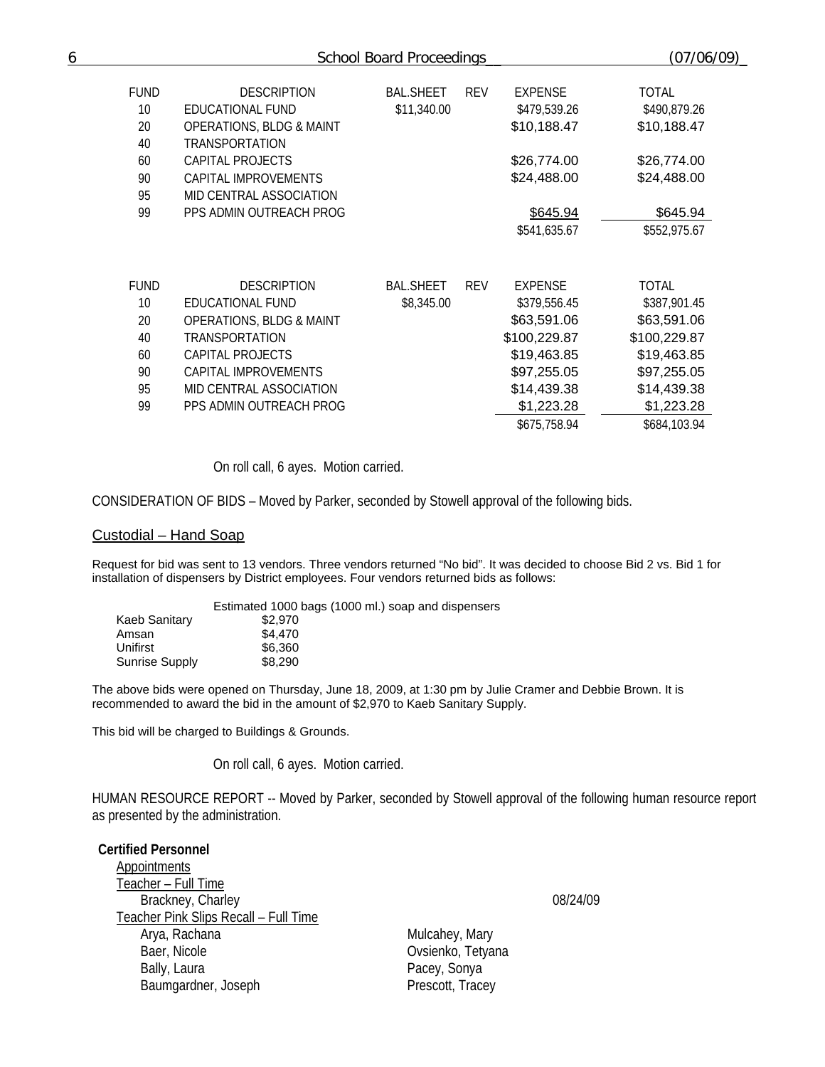| FUND | DESCRIPTION | BAL.SHEET | REV | EXPENSE | TOTAL |
|---|---|---|---|---|---|
| 10 | EDUCATIONAL FUND | $11,340.00 | | $479,539.26 | $490,879.26 |
| 20 | OPERATIONS, BLDG & MAINT | | | $10,188.47 | $10,188.47 |
| 40 | TRANSPORTATION | | | | |
| 60 | CAPITAL PROJECTS | | | $26,774.00 | $26,774.00 |
| 90 | CAPITAL IMPROVEMENTS | | | $24,488.00 | $24,488.00 |
| 95 | MID CENTRAL ASSOCIATION | | | | |
| 99 | PPS ADMIN OUTREACH PROG | | | $645.94 | $645.94 |
| | | | | $541,635.67 | $552,975.67 |

| FUND | DESCRIPTION | BAL.SHEET | REV | EXPENSE | TOTAL |
|---|---|---|---|---|---|
| 10 | EDUCATIONAL FUND | $8,345.00 | | $379,556.45 | $387,901.45 |
| 20 | OPERATIONS, BLDG & MAINT | | | $63,591.06 | $63,591.06 |
| 40 | TRANSPORTATION | | | $100,229.87 | $100,229.87 |
| 60 | CAPITAL PROJECTS | | | $19,463.85 | $19,463.85 |
| 90 | CAPITAL IMPROVEMENTS | | | $97,255.05 | $97,255.05 |
| 95 | MID CENTRAL ASSOCIATION | | | $14,439.38 | $14,439.38 |
| 99 | PPS ADMIN OUTREACH PROG | | | $1,223.28 | $1,223.28 |
| | | | | $675,758.94 | $684,103.94 |

On roll call, 6 ayes. Motion carried.

CONSIDERATION OF BIDS – Moved by Parker, seconded by Stowell approval of the following bids.

## Custodial – Hand Soap

Request for bid was sent to 13 vendors. Three vendors returned "No bid". It was decided to choose Bid 2 vs. Bid 1 for installation of dispensers by District employees. Four vendors returned bids as follows:

| | Estimated 1000 bags (1000 ml.) soap and dispensers |
|---|---|
| Kaeb Sanitary | $2,970 |
| Amsan | $4,470 |
| Unifirst | $6,360 |
| Sunrise Supply | $8,290 |

The above bids were opened on Thursday, June 18, 2009, at 1:30 pm by Julie Cramer and Debbie Brown. It is recommended to award the bid in the amount of $2,970 to Kaeb Sanitary Supply.

This bid will be charged to Buildings & Grounds.

On roll call, 6 ayes. Motion carried.

HUMAN RESOURCE REPORT -- Moved by Parker, seconded by Stowell approval of the following human resource report as presented by the administration.

**Certified Personnel**

Appointments

Teacher – Full Time

Brackney, Charley 08/24/09

Teacher Pink Slips Recall – Full Time

| | |
|---|---|
| Arya, Rachana | Mulcahey, Mary |
| Baer, Nicole | Ovsienko, Tetyana |
| Bally, Laura | Pacey, Sonya |
| Baumgardner, Joseph | Prescott, Tracey |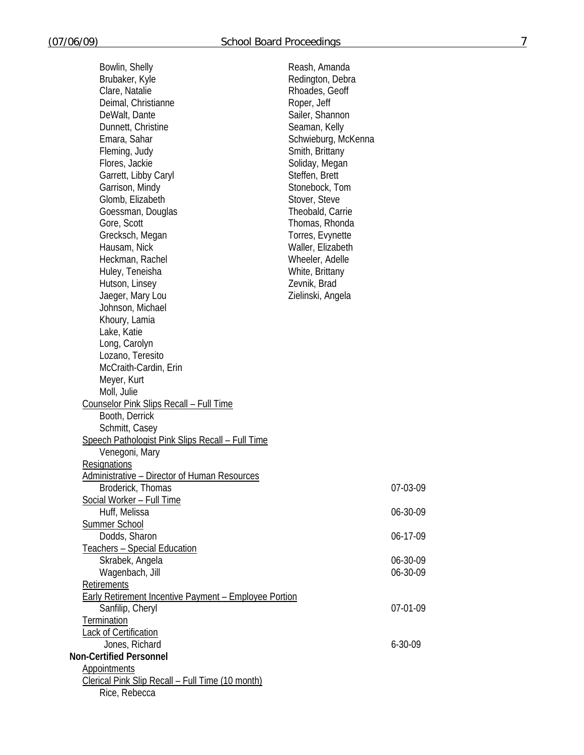Bowlin, Shelly
Brubaker, Kyle
Clare, Natalie
Deimal, Christianne
DeWalt, Dante
Dunnett, Christine
Emara, Sahar
Fleming, Judy
Flores, Jackie
Garrett, Libby Caryl
Garrison, Mindy
Glomb, Elizabeth
Goessman, Douglas
Gore, Scott
Grecksch, Megan
Hausam, Nick
Heckman, Rachel
Huley, Teneisha
Hutson, Linsey
Jaeger, Mary Lou
Johnson, Michael
Khoury, Lamia
Lake, Katie
Long, Carolyn
Lozano, Teresito
McCraith-Cardin, Erin
Meyer, Kurt
Moll, Julie
Reash, Amanda
Redington, Debra
Rhoades, Geoff
Roper, Jeff
Sailer, Shannon
Seaman, Kelly
Schwieburg, McKenna
Smith, Brittany
Soliday, Megan
Steffen, Brett
Stonebock, Tom
Stover, Steve
Theobald, Carrie
Thomas, Rhonda
Torres, Evynette
Waller, Elizabeth
Wheeler, Adelle
White, Brittany
Zevnik, Brad
Zielinski, Angela

Counselor Pink Slips Recall – Full Time

Booth, Derrick
Schmitt, Casey

Speech Pathologist Pink Slips Recall – Full Time

Venegoni, Mary

Resignations

Administrative – Director of Human Resources

Broderick, Thomas 07-03-09

Social Worker – Full Time

Huff, Melissa 06-30-09

Summer School

Dodds, Sharon 06-17-09

Teachers – Special Education

Skrabek, Angela 06-30-09
Wagenbach, Jill 06-30-09

Retirements

Early Retirement Incentive Payment – Employee Portion

Sanfilip, Cheryl 07-01-09

Termination

Lack of Certification

Jones, Richard 6-30-09

**Non-Certified Personnel**

Appointments

Clerical Pink Slip Recall – Full Time (10 month)

Rice, Rebecca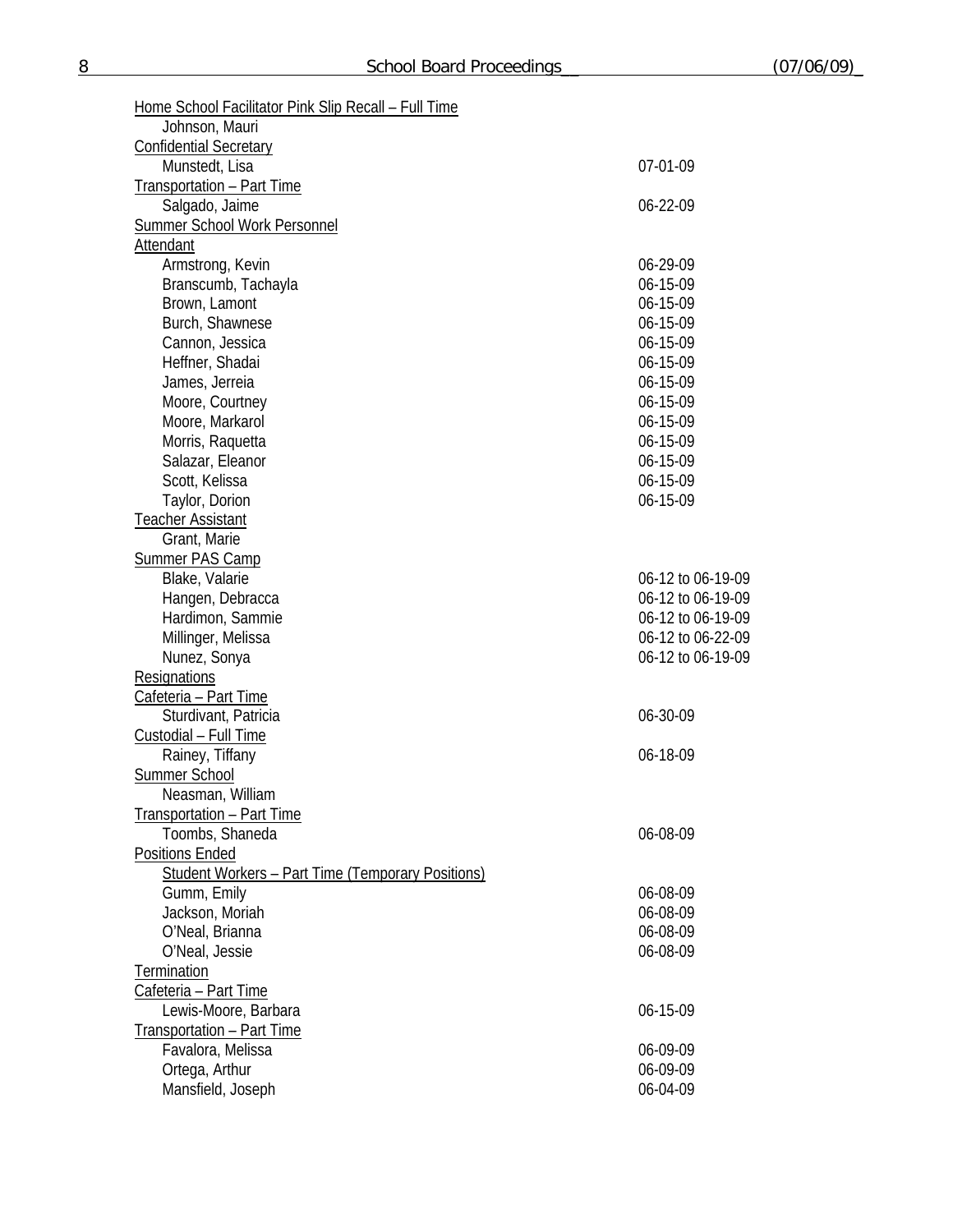Home School Facilitator Pink Slip Recall – Full Time

| | |
|---|---|
| Johnson, Mauri | |

Confidential Secretary

| | |
|---|---|
| Munstedt, Lisa | 07-01-09 |

Transportation – Part Time

| | |
|---|---|
| Salgado, Jaime | 06-22-09 |

Summer School Work Personnel

Attendant

| | |
|---|---|
| Armstrong, Kevin | 06-29-09 |
| Branscumb, Tachayla | 06-15-09 |
| Brown, Lamont | 06-15-09 |
| Burch, Shawnese | 06-15-09 |
| Cannon, Jessica | 06-15-09 |
| Heffner, Shadai | 06-15-09 |
| James, Jerreia | 06-15-09 |
| Moore, Courtney | 06-15-09 |
| Moore, Markarol | 06-15-09 |
| Morris, Raquetta | 06-15-09 |
| Salazar, Eleanor | 06-15-09 |
| Scott, Kelissa | 06-15-09 |
| Taylor, Dorion | 06-15-09 |

Teacher Assistant

| | |
|---|---|
| Grant, Marie | |

Summer PAS Camp

| | |
|---|---|
| Blake, Valarie | 06-12 to 06-19-09 |
| Hangen, Debracca | 06-12 to 06-19-09 |
| Hardimon, Sammie | 06-12 to 06-19-09 |
| Millinger, Melissa | 06-12 to 06-22-09 |
| Nunez, Sonya | 06-12 to 06-19-09 |

Resignations

Cafeteria – Part Time

| | |
|---|---|
| Sturdivant, Patricia | 06-30-09 |

Custodial – Full Time

| | |
|---|---|
| Rainey, Tiffany | 06-18-09 |

Summer School

| | |
|---|---|
| Neasman, William | |

Transportation – Part Time

| | |
|---|---|
| Toombs, Shaneda | 06-08-09 |

Positions Ended

Student Workers – Part Time (Temporary Positions)

| | |
|---|---|
| Gumm, Emily | 06-08-09 |
| Jackson, Moriah | 06-08-09 |
| O'Neal, Brianna | 06-08-09 |
| O'Neal, Jessie | 06-08-09 |

Termination

Cafeteria – Part Time

| | |
|---|---|
| Lewis-Moore, Barbara | 06-15-09 |

Transportation – Part Time

| | |
|---|---|
| Favalora, Melissa | 06-09-09 |
| Ortega, Arthur | 06-09-09 |
| Mansfield, Joseph | 06-04-09 |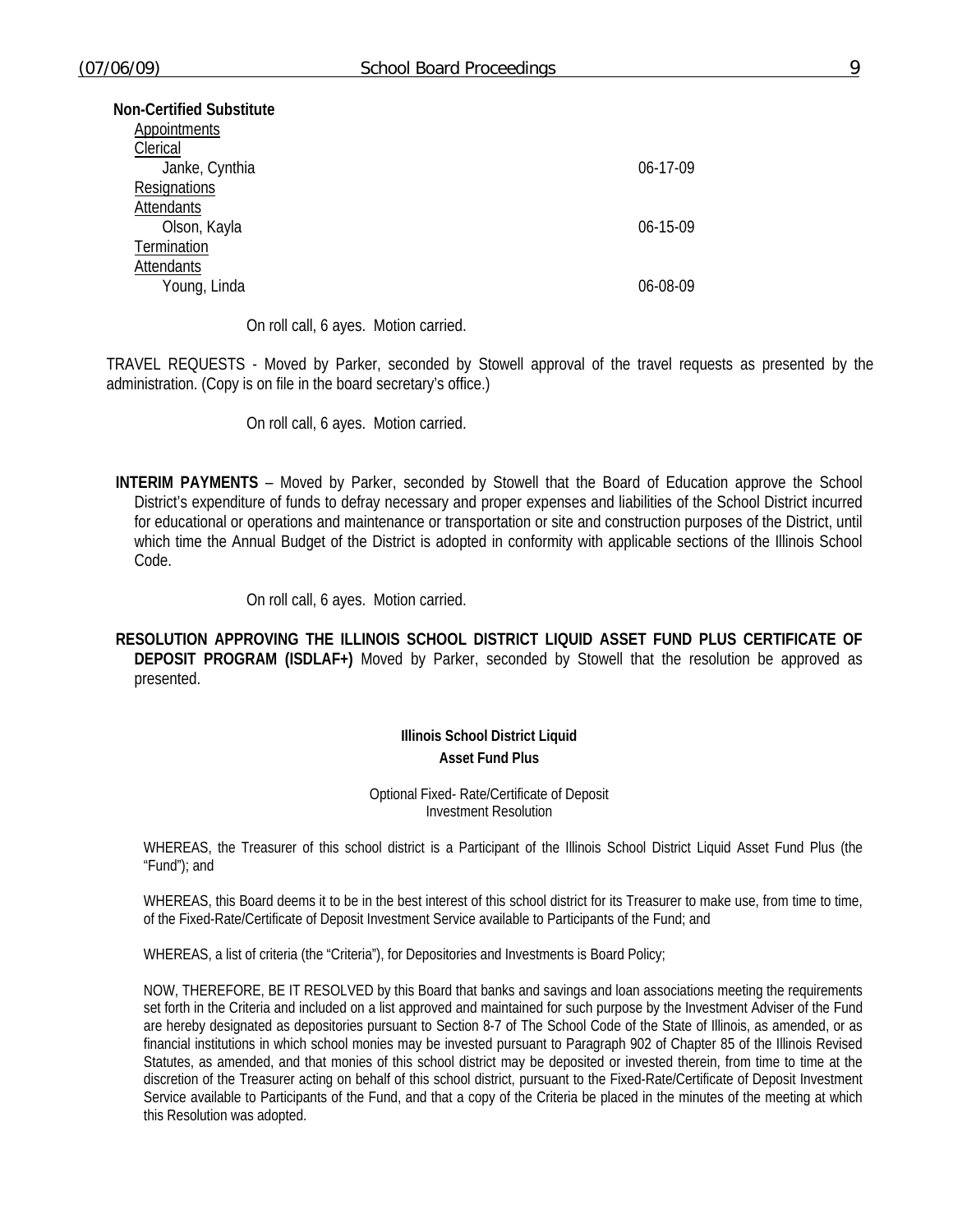**Non-Certified Substitute**

Appointments

Clerical

| | |
|---|---|
| Janke, Cynthia | 06-17-09 |

Resignations

Attendants

| | |
|---|---|
| Olson, Kayla | 06-15-09 |

Termination

Attendants

| | |
|---|---|
| Young, Linda | 06-08-09 |

On roll call, 6 ayes. Motion carried.

TRAVEL REQUESTS - Moved by Parker, seconded by Stowell approval of the travel requests as presented by the administration. (Copy is on file in the board secretary's office.)

On roll call, 6 ayes. Motion carried.

**INTERIM PAYMENTS** – Moved by Parker, seconded by Stowell that the Board of Education approve the School District's expenditure of funds to defray necessary and proper expenses and liabilities of the School District incurred for educational or operations and maintenance or transportation or site and construction purposes of the District, until which time the Annual Budget of the District is adopted in conformity with applicable sections of the Illinois School Code.

On roll call, 6 ayes. Motion carried.

**RESOLUTION APPROVING THE ILLINOIS SCHOOL DISTRICT LIQUID ASSET FUND PLUS CERTIFICATE OF DEPOSIT PROGRAM (ISDLAF+)** Moved by Parker, seconded by Stowell that the resolution be approved as presented.

**Illinois School District Liquid Asset Fund Plus**

Optional Fixed- Rate/Certificate of Deposit Investment Resolution

WHEREAS, the Treasurer of this school district is a Participant of the Illinois School District Liquid Asset Fund Plus (the "Fund"); and

WHEREAS, this Board deems it to be in the best interest of this school district for its Treasurer to make use, from time to time, of the Fixed-Rate/Certificate of Deposit Investment Service available to Participants of the Fund; and

WHEREAS, a list of criteria (the "Criteria"), for Depositories and Investments is Board Policy;

NOW, THEREFORE, BE IT RESOLVED by this Board that banks and savings and loan associations meeting the requirements set forth in the Criteria and included on a list approved and maintained for such purpose by the Investment Adviser of the Fund are hereby designated as depositories pursuant to Section 8-7 of The School Code of the State of Illinois, as amended, or as financial institutions in which school monies may be invested pursuant to Paragraph 902 of Chapter 85 of the Illinois Revised Statutes, as amended, and that monies of this school district may be deposited or invested therein, from time to time at the discretion of the Treasurer acting on behalf of this school district, pursuant to the Fixed-Rate/Certificate of Deposit Investment Service available to Participants of the Fund, and that a copy of the Criteria be placed in the minutes of the meeting at which this Resolution was adopted.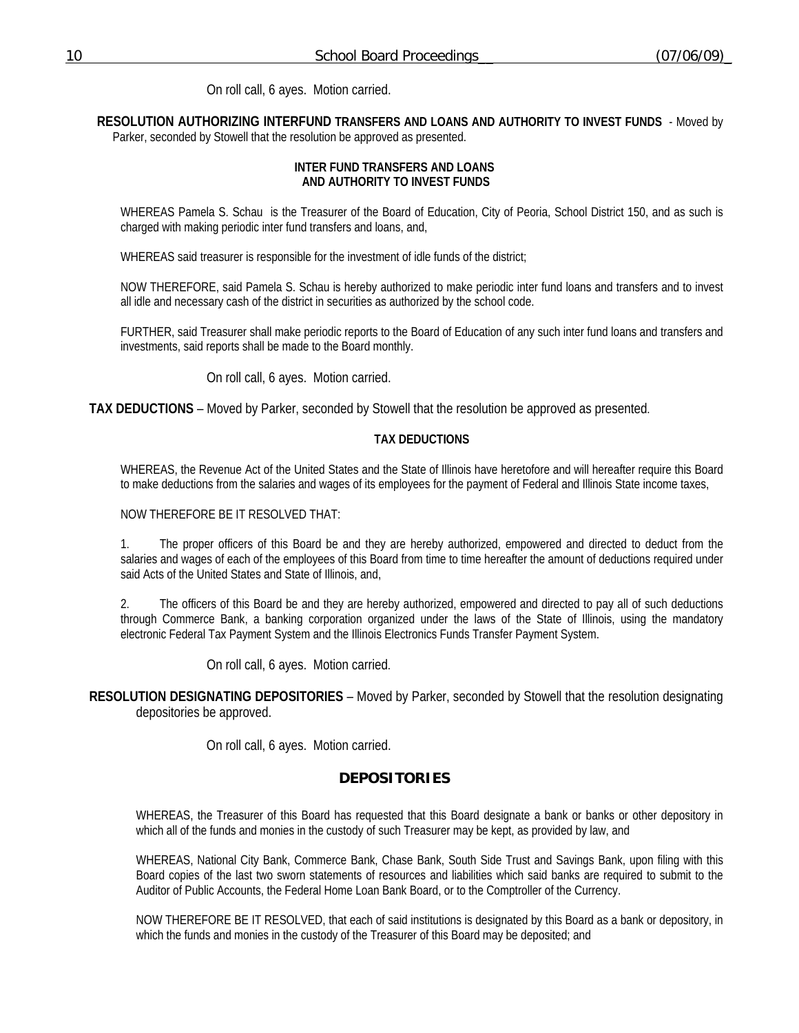On roll call, 6 ayes. Motion carried.

**RESOLUTION AUTHORIZING INTERFUND TRANSFERS AND LOANS AND AUTHORITY TO INVEST FUNDS** - Moved by Parker, seconded by Stowell that the resolution be approved as presented.

**INTER FUND TRANSFERS AND LOANS AND AUTHORITY TO INVEST FUNDS**

WHEREAS Pamela S. Schau is the Treasurer of the Board of Education, City of Peoria, School District 150, and as such is charged with making periodic inter fund transfers and loans, and,

WHEREAS said treasurer is responsible for the investment of idle funds of the district;

NOW THEREFORE, said Pamela S. Schau is hereby authorized to make periodic inter fund loans and transfers and to invest all idle and necessary cash of the district in securities as authorized by the school code.

FURTHER, said Treasurer shall make periodic reports to the Board of Education of any such inter fund loans and transfers and investments, said reports shall be made to the Board monthly.

On roll call, 6 ayes. Motion carried.

**TAX DEDUCTIONS** – Moved by Parker, seconded by Stowell that the resolution be approved as presented.

**TAX DEDUCTIONS**

WHEREAS, the Revenue Act of the United States and the State of Illinois have heretofore and will hereafter require this Board to make deductions from the salaries and wages of its employees for the payment of Federal and Illinois State income taxes,

NOW THEREFORE BE IT RESOLVED THAT:

1. The proper officers of this Board be and they are hereby authorized, empowered and directed to deduct from the salaries and wages of each of the employees of this Board from time to time hereafter the amount of deductions required under said Acts of the United States and State of Illinois, and,

2. The officers of this Board be and they are hereby authorized, empowered and directed to pay all of such deductions through Commerce Bank, a banking corporation organized under the laws of the State of Illinois, using the mandatory electronic Federal Tax Payment System and the Illinois Electronics Funds Transfer Payment System.

On roll call, 6 ayes. Motion carried.

**RESOLUTION DESIGNATING DEPOSITORIES** – Moved by Parker, seconded by Stowell that the resolution designating depositories be approved.

On roll call, 6 ayes. Motion carried.

## DEPOSITORIES

WHEREAS, the Treasurer of this Board has requested that this Board designate a bank or banks or other depository in which all of the funds and monies in the custody of such Treasurer may be kept, as provided by law, and

WHEREAS, National City Bank, Commerce Bank, Chase Bank, South Side Trust and Savings Bank, upon filing with this Board copies of the last two sworn statements of resources and liabilities which said banks are required to submit to the Auditor of Public Accounts, the Federal Home Loan Bank Board, or to the Comptroller of the Currency.

NOW THEREFORE BE IT RESOLVED, that each of said institutions is designated by this Board as a bank or depository, in which the funds and monies in the custody of the Treasurer of this Board may be deposited; and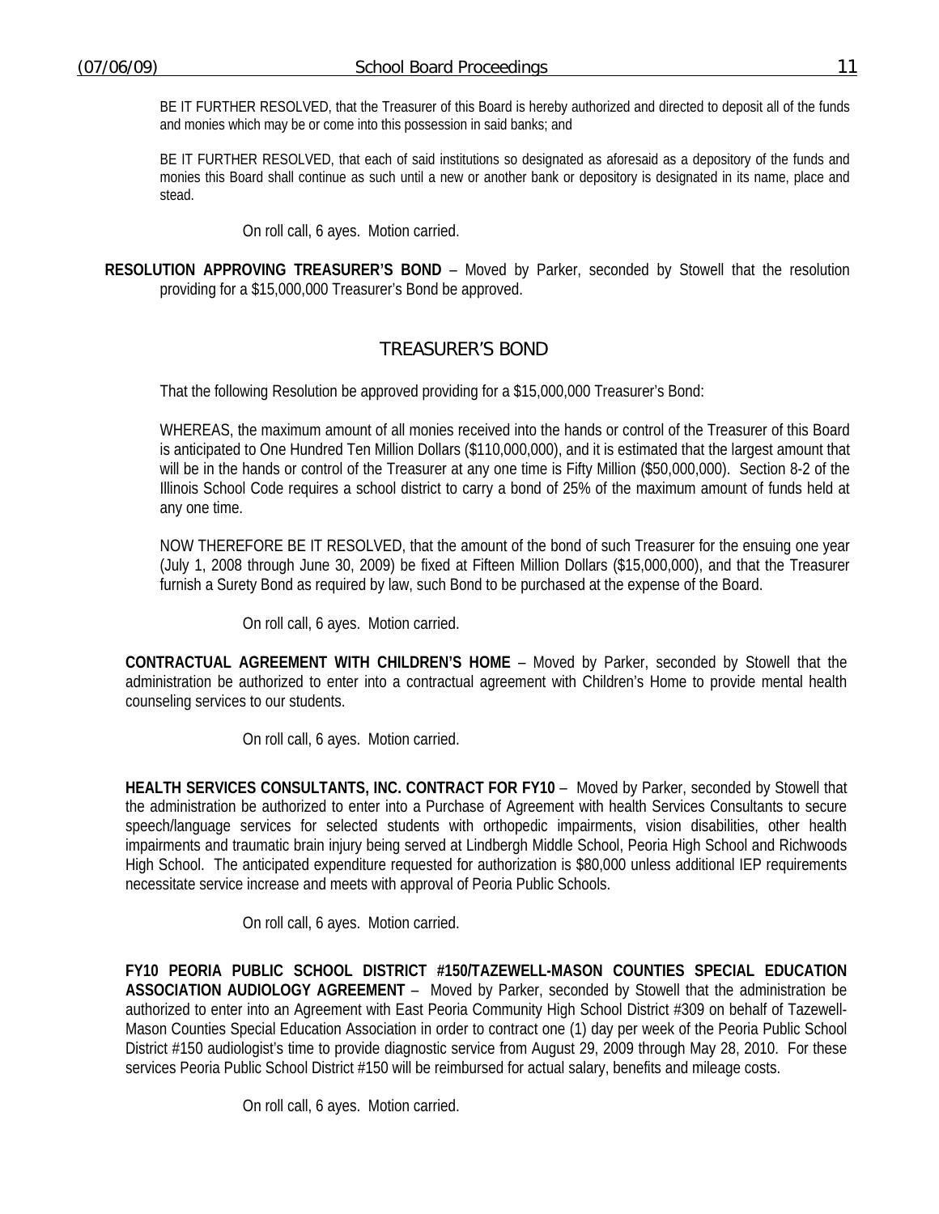BE IT FURTHER RESOLVED, that the Treasurer of this Board is hereby authorized and directed to deposit all of the funds and monies which may be or come into this possession in said banks; and

BE IT FURTHER RESOLVED, that each of said institutions so designated as aforesaid as a depository of the funds and monies this Board shall continue as such until a new or another bank or depository is designated in its name, place and stead.

On roll call, 6 ayes. Motion carried.

**RESOLUTION APPROVING TREASURER'S BOND** – Moved by Parker, seconded by Stowell that the resolution providing for a $15,000,000 Treasurer's Bond be approved.

## TREASURER'S BOND

That the following Resolution be approved providing for a $15,000,000 Treasurer's Bond:

WHEREAS, the maximum amount of all monies received into the hands or control of the Treasurer of this Board is anticipated to One Hundred Ten Million Dollars ($110,000,000), and it is estimated that the largest amount that will be in the hands or control of the Treasurer at any one time is Fifty Million ($50,000,000). Section 8-2 of the Illinois School Code requires a school district to carry a bond of 25% of the maximum amount of funds held at any one time.

NOW THEREFORE BE IT RESOLVED, that the amount of the bond of such Treasurer for the ensuing one year (July 1, 2008 through June 30, 2009) be fixed at Fifteen Million Dollars ($15,000,000), and that the Treasurer furnish a Surety Bond as required by law, such Bond to be purchased at the expense of the Board.

On roll call, 6 ayes. Motion carried.

**CONTRACTUAL AGREEMENT WITH CHILDREN'S HOME** – Moved by Parker, seconded by Stowell that the administration be authorized to enter into a contractual agreement with Children's Home to provide mental health counseling services to our students.

On roll call, 6 ayes. Motion carried.

**HEALTH SERVICES CONSULTANTS, INC. CONTRACT FOR FY10** – Moved by Parker, seconded by Stowell that the administration be authorized to enter into a Purchase of Agreement with health Services Consultants to secure speech/language services for selected students with orthopedic impairments, vision disabilities, other health impairments and traumatic brain injury being served at Lindbergh Middle School, Peoria High School and Richwoods High School. The anticipated expenditure requested for authorization is $80,000 unless additional IEP requirements necessitate service increase and meets with approval of Peoria Public Schools.

On roll call, 6 ayes. Motion carried.

**FY10 PEORIA PUBLIC SCHOOL DISTRICT #150/TAZEWELL-MASON COUNTIES SPECIAL EDUCATION ASSOCIATION AUDIOLOGY AGREEMENT** – Moved by Parker, seconded by Stowell that the administration be authorized to enter into an Agreement with East Peoria Community High School District #309 on behalf of Tazewell-Mason Counties Special Education Association in order to contract one (1) day per week of the Peoria Public School District #150 audiologist's time to provide diagnostic service from August 29, 2009 through May 28, 2010. For these services Peoria Public School District #150 will be reimbursed for actual salary, benefits and mileage costs.

On roll call, 6 ayes. Motion carried.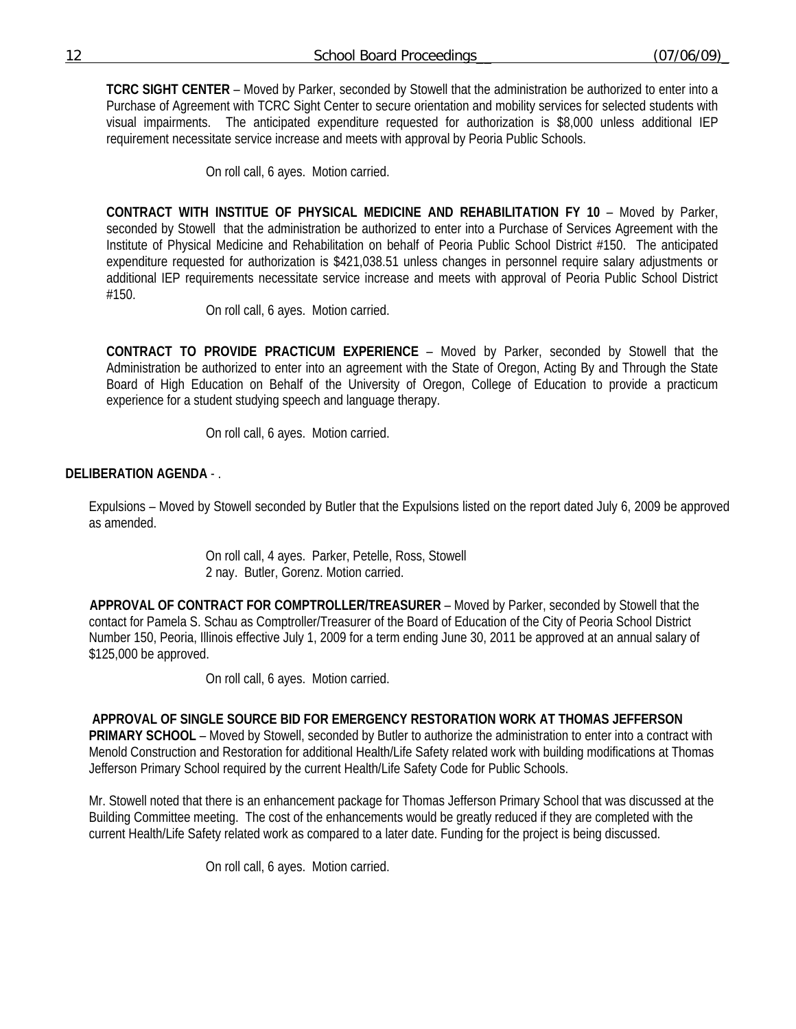**TCRC SIGHT CENTER** – Moved by Parker, seconded by Stowell that the administration be authorized to enter into a Purchase of Agreement with TCRC Sight Center to secure orientation and mobility services for selected students with visual impairments. The anticipated expenditure requested for authorization is $8,000 unless additional IEP requirement necessitate service increase and meets with approval by Peoria Public Schools.

On roll call, 6 ayes. Motion carried.

**CONTRACT WITH INSTITUE OF PHYSICAL MEDICINE AND REHABILITATION FY 10** – Moved by Parker, seconded by Stowell that the administration be authorized to enter into a Purchase of Services Agreement with the Institute of Physical Medicine and Rehabilitation on behalf of Peoria Public School District #150. The anticipated expenditure requested for authorization is $421,038.51 unless changes in personnel require salary adjustments or additional IEP requirements necessitate service increase and meets with approval of Peoria Public School District #150.

On roll call, 6 ayes. Motion carried.

**CONTRACT TO PROVIDE PRACTICUM EXPERIENCE** – Moved by Parker, seconded by Stowell that the Administration be authorized to enter into an agreement with the State of Oregon, Acting By and Through the State Board of High Education on Behalf of the University of Oregon, College of Education to provide a practicum experience for a student studying speech and language therapy.

On roll call, 6 ayes. Motion carried.

**DELIBERATION AGENDA** - .

Expulsions – Moved by Stowell seconded by Butler that the Expulsions listed on the report dated July 6, 2009 be approved as amended.

On roll call, 4 ayes. Parker, Petelle, Ross, Stowell
2 nay. Butler, Gorenz. Motion carried.

**APPROVAL OF CONTRACT FOR COMPTROLLER/TREASURER** – Moved by Parker, seconded by Stowell that the contact for Pamela S. Schau as Comptroller/Treasurer of the Board of Education of the City of Peoria School District Number 150, Peoria, Illinois effective July 1, 2009 for a term ending June 30, 2011 be approved at an annual salary of $125,000 be approved.

On roll call, 6 ayes. Motion carried.

**APPROVAL OF SINGLE SOURCE BID FOR EMERGENCY RESTORATION WORK AT THOMAS JEFFERSON PRIMARY SCHOOL** – Moved by Stowell, seconded by Butler to authorize the administration to enter into a contract with Menold Construction and Restoration for additional Health/Life Safety related work with building modifications at Thomas Jefferson Primary School required by the current Health/Life Safety Code for Public Schools.

Mr. Stowell noted that there is an enhancement package for Thomas Jefferson Primary School that was discussed at the Building Committee meeting. The cost of the enhancements would be greatly reduced if they are completed with the current Health/Life Safety related work as compared to a later date. Funding for the project is being discussed.

On roll call, 6 ayes. Motion carried.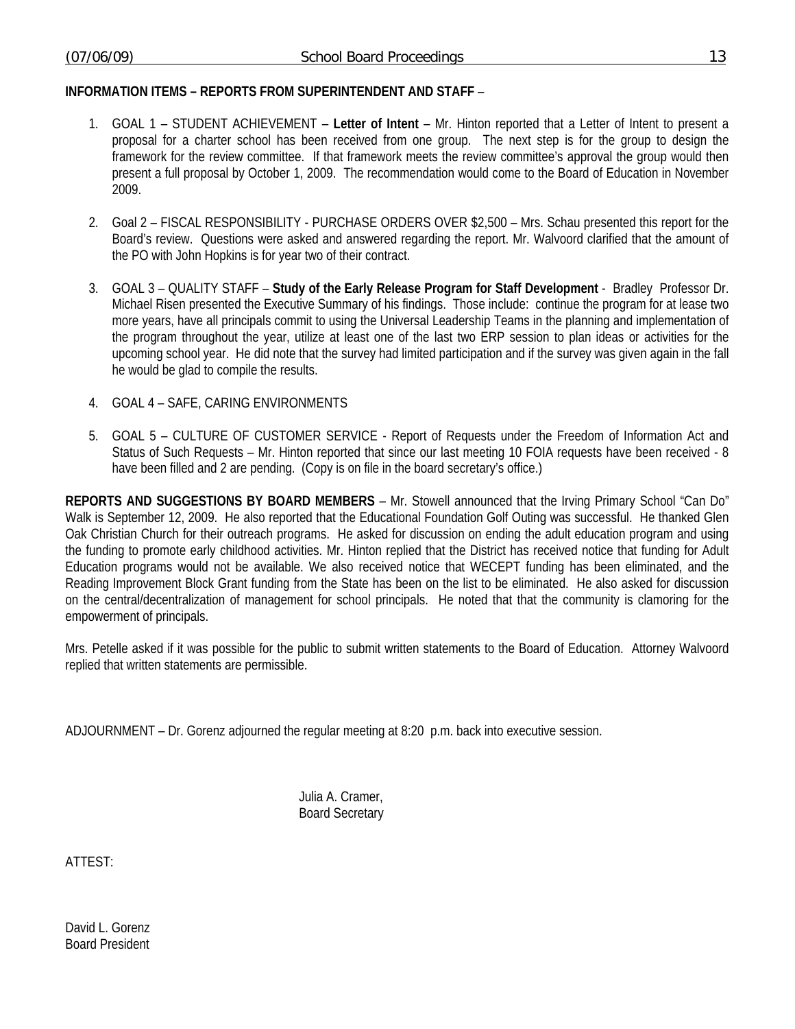**INFORMATION ITEMS – REPORTS FROM SUPERINTENDENT AND STAFF** –

1. GOAL 1 – STUDENT ACHIEVEMENT – **Letter of Intent** – Mr. Hinton reported that a Letter of Intent to present a proposal for a charter school has been received from one group. The next step is for the group to design the framework for the review committee. If that framework meets the review committee's approval the group would then present a full proposal by October 1, 2009. The recommendation would come to the Board of Education in November 2009.

2. Goal 2 – FISCAL RESPONSIBILITY - PURCHASE ORDERS OVER $2,500 – Mrs. Schau presented this report for the Board's review. Questions were asked and answered regarding the report. Mr. Walvoord clarified that the amount of the PO with John Hopkins is for year two of their contract.

3. GOAL 3 – QUALITY STAFF – **Study of the Early Release Program for Staff Development** - Bradley Professor Dr. Michael Risen presented the Executive Summary of his findings. Those include: continue the program for at lease two more years, have all principals commit to using the Universal Leadership Teams in the planning and implementation of the program throughout the year, utilize at least one of the last two ERP session to plan ideas or activities for the upcoming school year. He did note that the survey had limited participation and if the survey was given again in the fall he would be glad to compile the results.

4. GOAL 4 – SAFE, CARING ENVIRONMENTS

5. GOAL 5 – CULTURE OF CUSTOMER SERVICE - Report of Requests under the Freedom of Information Act and Status of Such Requests – Mr. Hinton reported that since our last meeting 10 FOIA requests have been received - 8 have been filled and 2 are pending. (Copy is on file in the board secretary's office.)

**REPORTS AND SUGGESTIONS BY BOARD MEMBERS** – Mr. Stowell announced that the Irving Primary School "Can Do" Walk is September 12, 2009. He also reported that the Educational Foundation Golf Outing was successful. He thanked Glen Oak Christian Church for their outreach programs. He asked for discussion on ending the adult education program and using the funding to promote early childhood activities. Mr. Hinton replied that the District has received notice that funding for Adult Education programs would not be available. We also received notice that WECEPT funding has been eliminated, and the Reading Improvement Block Grant funding from the State has been on the list to be eliminated. He also asked for discussion on the central/decentralization of management for school principals. He noted that that the community is clamoring for the empowerment of principals.

Mrs. Petelle asked if it was possible for the public to submit written statements to the Board of Education. Attorney Walvoord replied that written statements are permissible.

ADJOURNMENT – Dr. Gorenz adjourned the regular meeting at 8:20 p.m. back into executive session.

Julia A. Cramer,
Board Secretary

ATTEST:

David L. Gorenz
Board President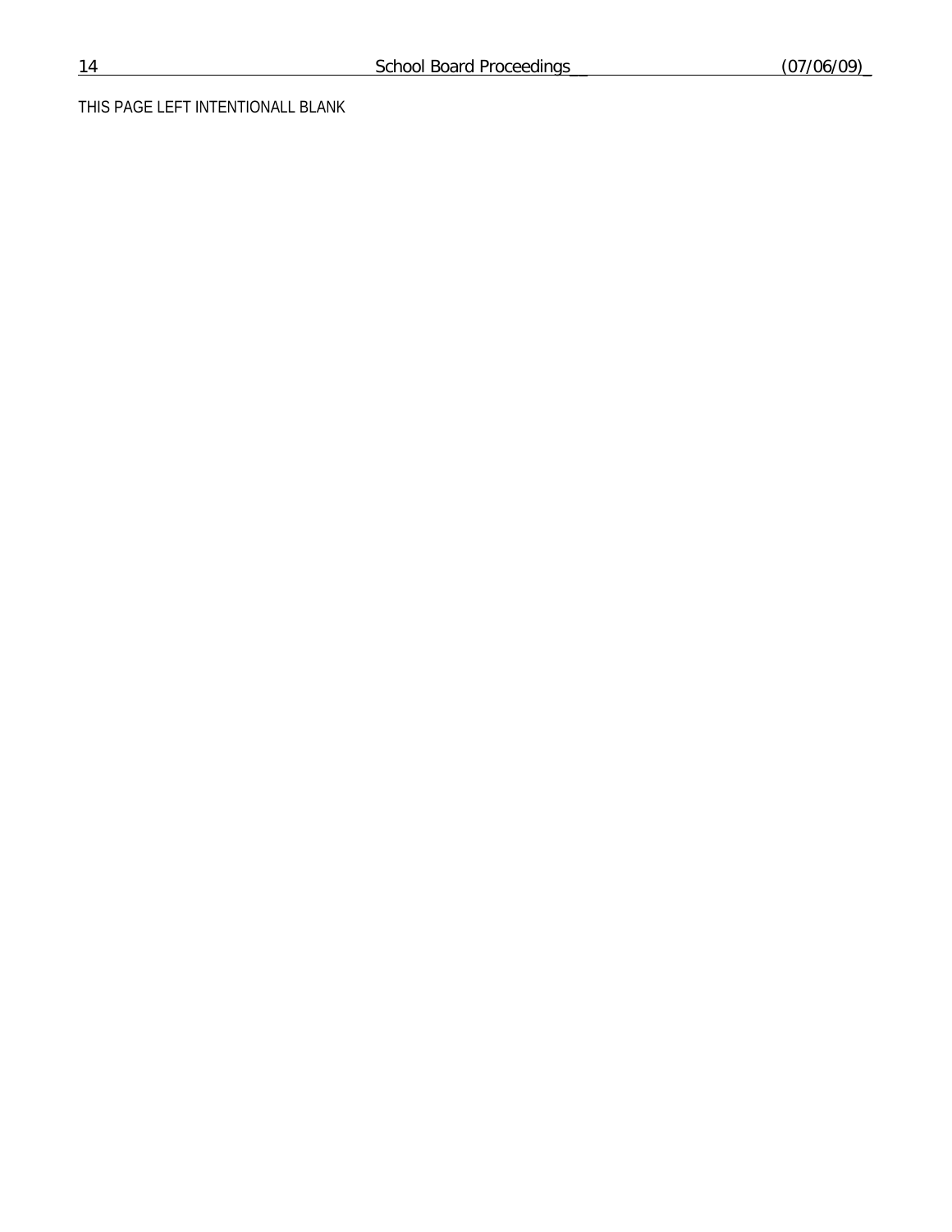THIS PAGE LEFT INTENTIONALL BLANK